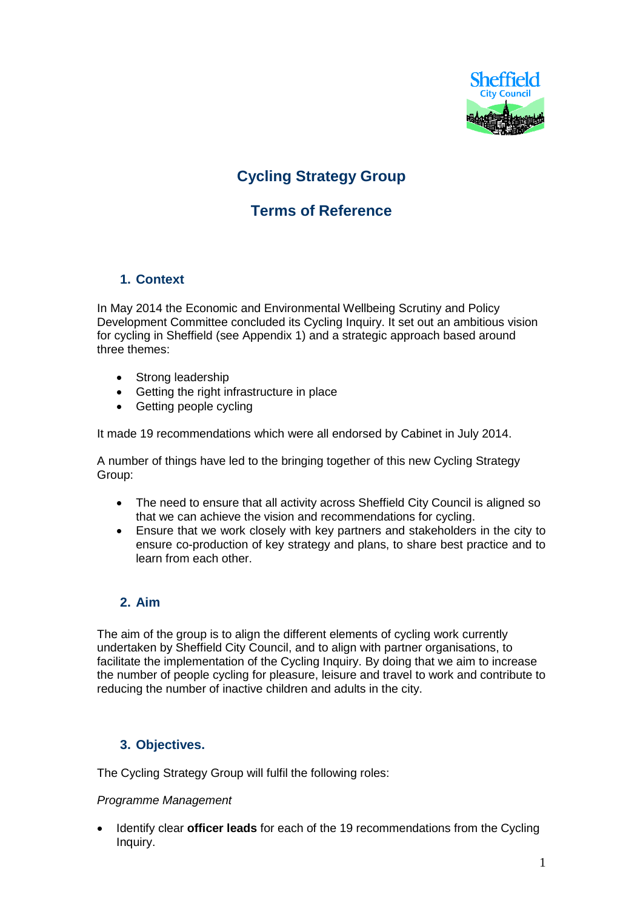# Cycling Strategy Group

## Terms of Reference

### 1. Context

In May 2014 the Economic and Environmental Wellbeing Scrutiny and Policy Development Committee concluded its Cycling Inquiry. It set out an ambitious vision for cycling in Sheffield (see Appendix 1) and a strategic approach based around three themes:

- Strong leadership
- Getting the right infrastructure in place
- Getting people cycling

It made 19 recommendations which were all endorsed by Cabinet in July 2014.

A number of things have led to the bringing together of this new Cycling Strategy Group:

- The need to ensure that all activity across Sheffield City Council is aligned so that we can achieve the vision and recommendations for cycling.
- Ensure that we work closely with key partners and stakeholders in the city to ensure co-production of key strategy and plans, to share best practice and to learn from each other.

### 2. Aim

The aim of the group is to align the different elements of cycling work currently undertaken by Sheffield City Council, and to align with partner organisations, to facilitate the implementation of the Cycling Inquiry. By doing that we aim to increase the number of people cycling for pleasure, leisure and travel to work and contribute to reducing the number of inactive children and adults in the city.

### 3. Objectives.

The Cycling Strategy Group will fulfil the following roles:

*Programme Management*

- Identify clear **officer leads** for each of the 19 recommendations from the Cycling Inquiry.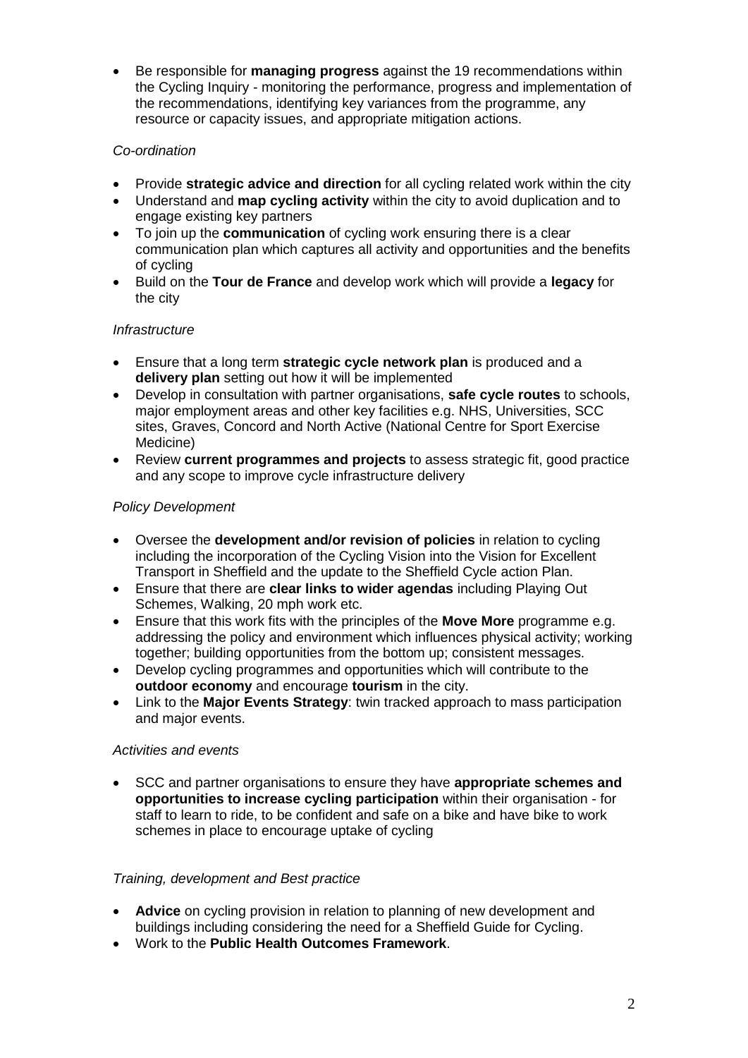- Be responsible for **managing progress** against the 19 recommendations within the Cycling Inquiry - monitoring the performance, progress and implementation of the recommendations, identifying key variances from the programme, any resource or capacity issues, and appropriate mitigation actions.

*Co-ordination*

- Provide **strategic advice and direction** for all cycling related work within the city
- Understand and **map cycling activity** within the city to avoid duplication and to engage existing key partners
- To join up the **communication** of cycling work ensuring there is a clear communication plan which captures all activity and opportunities and the benefits of cycling
- Build on the **Tour de France** and develop work which will provide a **legacy** for the city

*Infrastructure*

- Ensure that a long term **strategic cycle network plan** is produced and a **delivery plan** setting out how it will be implemented
- Develop in consultation with partner organisations, **safe cycle routes** to schools, major employment areas and other key facilities e.g. NHS, Universities, SCC sites, Graves, Concord and North Active (National Centre for Sport Exercise Medicine)
- Review **current programmes and projects** to assess strategic fit, good practice and any scope to improve cycle infrastructure delivery

*Policy Development*

- Oversee the **development and/or revision of policies** in relation to cycling including the incorporation of the Cycling Vision into the Vision for Excellent Transport in Sheffield and the update to the Sheffield Cycle action Plan.
- Ensure that there are **clear links to wider agendas** including Playing Out Schemes, Walking, 20 mph work etc.
- Ensure that this work fits with the principles of the **Move More** programme e.g. addressing the policy and environment which influences physical activity; working together; building opportunities from the bottom up; consistent messages.
- Develop cycling programmes and opportunities which will contribute to the **outdoor economy** and encourage **tourism** in the city.
- Link to the **Major Events Strategy**: twin tracked approach to mass participation and major events.

*Activities and events*

- SCC and partner organisations to ensure they have **appropriate schemes and opportunities to increase cycling participation** within their organisation - for staff to learn to ride, to be confident and safe on a bike and have bike to work schemes in place to encourage uptake of cycling

*Training, development and Best practice*

- **Advice** on cycling provision in relation to planning of new development and buildings including considering the need for a Sheffield Guide for Cycling.
- Work to the **Public Health Outcomes Framework**.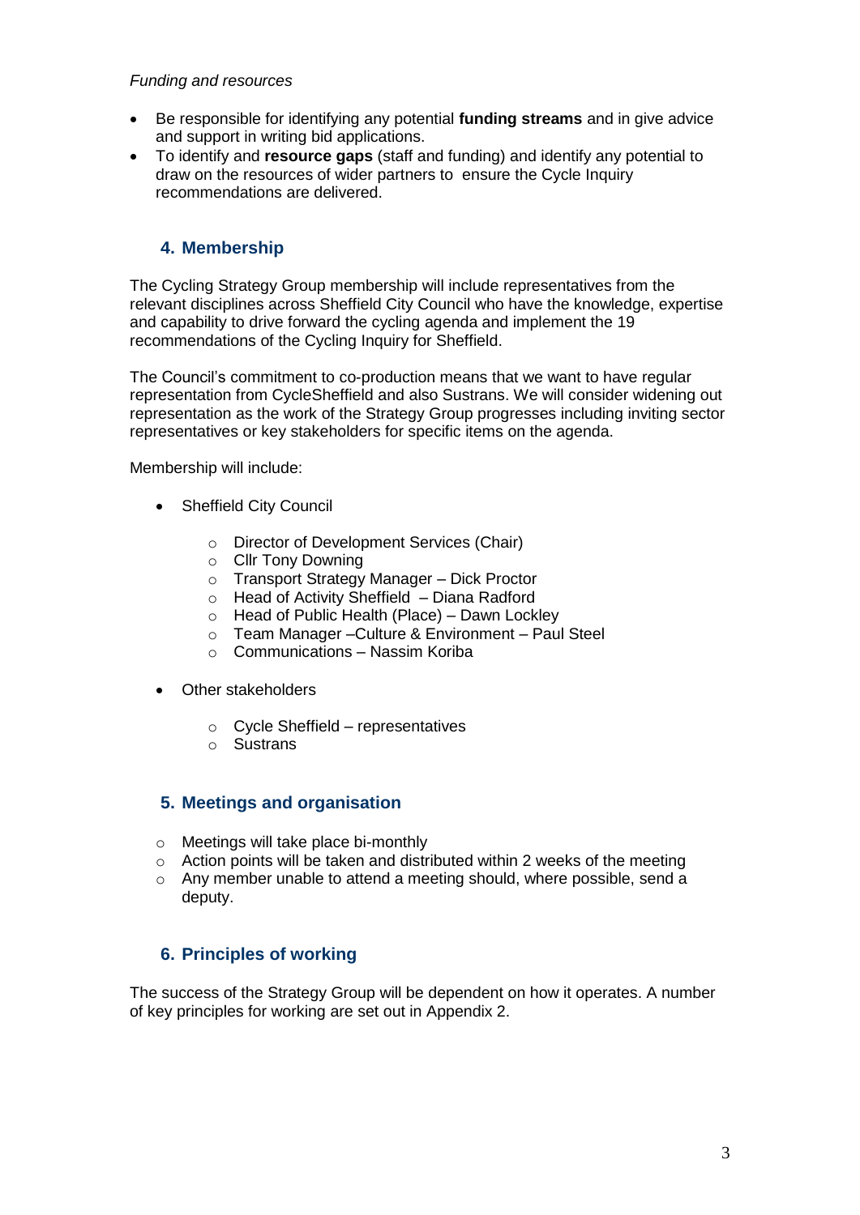*Funding and resources*

- Be responsible for identifying any potential **funding streams** and in give advice and support in writing bid applications.
- To identify and **resource gaps** (staff and funding) and identify any potential to draw on the resources of wider partners to ensure the Cycle Inquiry recommendations are delivered.

## 4. Membership

The Cycling Strategy Group membership will include representatives from the relevant disciplines across Sheffield City Council who have the knowledge, expertise and capability to drive forward the cycling agenda and implement the 19 recommendations of the Cycling Inquiry for Sheffield.

The Council's commitment to co-production means that we want to have regular representation from CycleSheffield and also Sustrans. We will consider widening out representation as the work of the Strategy Group progresses including inviting sector representatives or key stakeholders for specific items on the agenda.

Membership will include:

- Sheffield City Council
  - Director of Development Services (Chair)
  - Cllr Tony Downing
  - Transport Strategy Manager – Dick Proctor
  - Head of Activity Sheffield – Diana Radford
  - Head of Public Health (Place) – Dawn Lockley
  - Team Manager –Culture & Environment – Paul Steel
  - Communications – Nassim Koriba
- Other stakeholders
  - Cycle Sheffield – representatives
  - Sustrans

## 5. Meetings and organisation

- Meetings will take place bi-monthly
- Action points will be taken and distributed within 2 weeks of the meeting
- Any member unable to attend a meeting should, where possible, send a deputy.

## 6. Principles of working

The success of the Strategy Group will be dependent on how it operates. A number of key principles for working are set out in Appendix 2.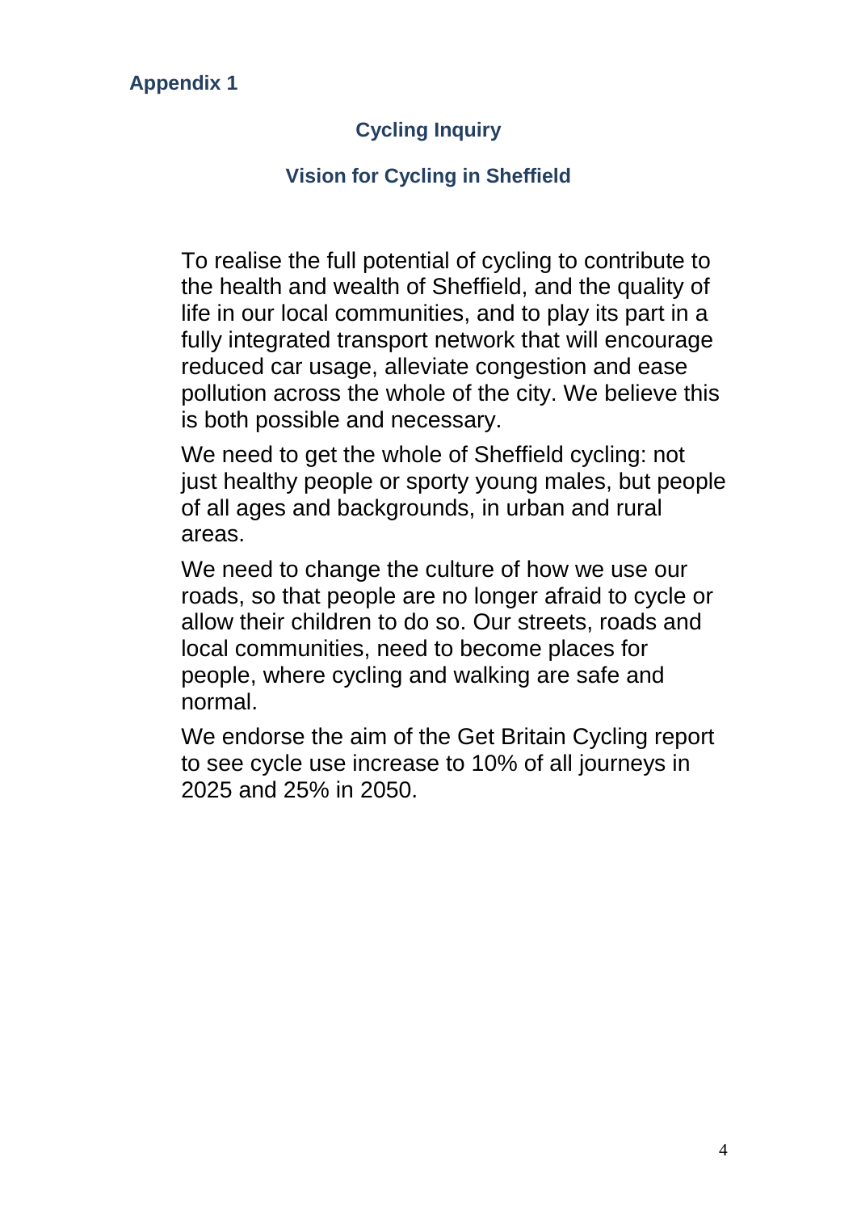**Appendix 1**

## Cycling Inquiry

### Vision for Cycling in Sheffield

To realise the full potential of cycling to contribute to the health and wealth of Sheffield, and the quality of life in our local communities, and to play its part in a fully integrated transport network that will encourage reduced car usage, alleviate congestion and ease pollution across the whole of the city. We believe this is both possible and necessary.

We need to get the whole of Sheffield cycling: not just healthy people or sporty young males, but people of all ages and backgrounds, in urban and rural areas.

We need to change the culture of how we use our roads, so that people are no longer afraid to cycle or allow their children to do so. Our streets, roads and local communities, need to become places for people, where cycling and walking are safe and normal.

We endorse the aim of the Get Britain Cycling report to see cycle use increase to 10% of all journeys in 2025 and 25% in 2050.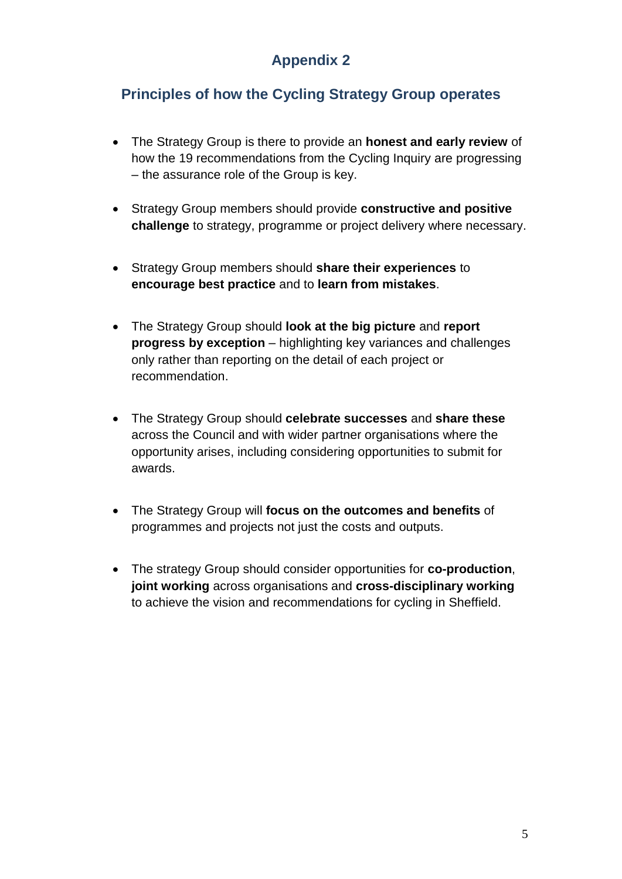# Appendix 2

## Principles of how the Cycling Strategy Group operates

- The Strategy Group is there to provide an **honest and early review** of how the 19 recommendations from the Cycling Inquiry are progressing – the assurance role of the Group is key.

- Strategy Group members should provide **constructive and positive challenge** to strategy, programme or project delivery where necessary.

- Strategy Group members should **share their experiences** to **encourage best practice** and to **learn from mistakes**.

- The Strategy Group should **look at the big picture** and **report progress by exception** – highlighting key variances and challenges only rather than reporting on the detail of each project or recommendation.

- The Strategy Group should **celebrate successes** and **share these** across the Council and with wider partner organisations where the opportunity arises, including considering opportunities to submit for awards.

- The Strategy Group will **focus on the outcomes and benefits** of programmes and projects not just the costs and outputs.

- The strategy Group should consider opportunities for **co-production**, **joint working** across organisations and **cross-disciplinary working** to achieve the vision and recommendations for cycling in Sheffield.